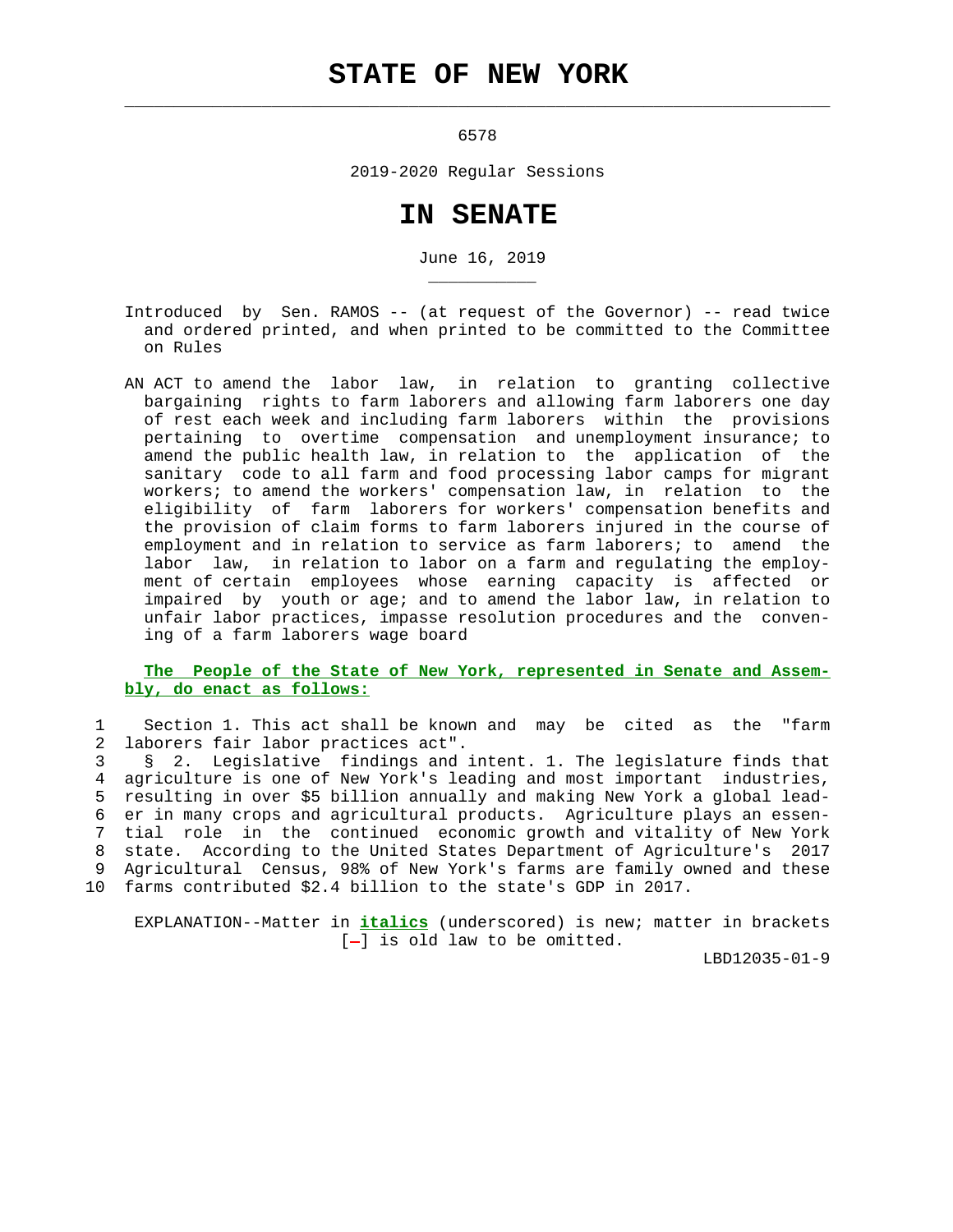# STATE OF NEW YORK

6578

2019-2020 Regular Sessions

# IN SENATE

June 16, 2019

Introduced by Sen. RAMOS -- (at request of the Governor) -- read twice and ordered printed, and when printed to be committed to the Committee on Rules

AN ACT to amend the labor law, in relation to granting collective bargaining rights to farm laborers and allowing farm laborers one day of rest each week and including farm laborers within the provisions pertaining to overtime compensation and unemployment insurance; to amend the public health law, in relation to the application of the sanitary code to all farm and food processing labor camps for migrant workers; to amend the workers' compensation law, in relation to the eligibility of farm laborers for workers' compensation benefits and the provision of claim forms to farm laborers injured in the course of employment and in relation to service as farm laborers; to amend the labor law, in relation to labor on a farm and regulating the employment of certain employees whose earning capacity is affected or impaired by youth or age; and to amend the labor law, in relation to unfair labor practices, impasse resolution procedures and the convening of a farm laborers wage board

**The People of the State of New York, represented in Senate and Assembly, do enact as follows:**

1 Section 1. This act shall be known and may be cited as the "farm
2 laborers fair labor practices act".
3 § 2. Legislative findings and intent. 1. The legislature finds that
4 agriculture is one of New York's leading and most important industries,
5 resulting in over $5 billion annually and making New York a global lead-
6 er in many crops and agricultural products. Agriculture plays an essen-
7 tial role in the continued economic growth and vitality of New York
8 state. According to the United States Department of Agriculture's 2017
9 Agricultural Census, 98% of New York's farms are family owned and these
10 farms contributed $2.4 billion to the state's GDP in 2017.

EXPLANATION--Matter in ***italics*** (underscored) is new; matter in brackets [-] is old law to be omitted.

LBD12035-01-9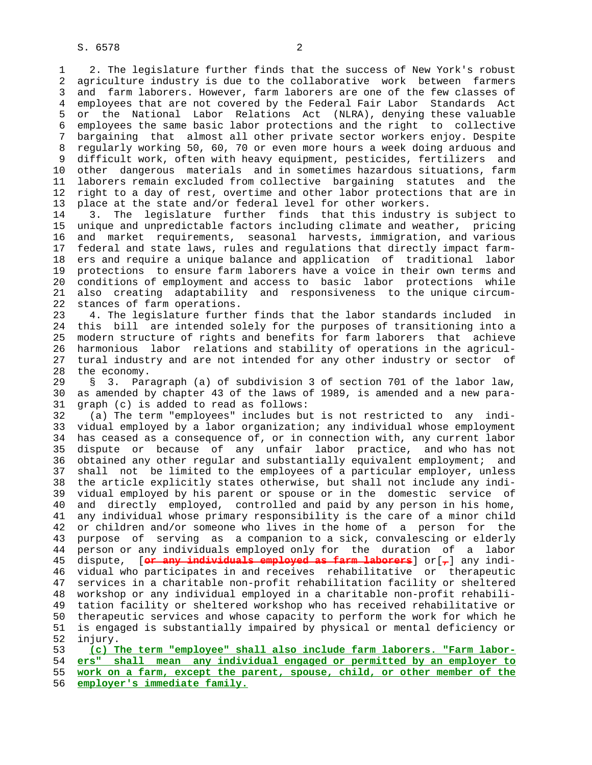2. The legislature further finds that the success of New York's robust agriculture industry is due to the collaborative work between farmers and farm laborers. However, farm laborers are one of the few classes of employees that are not covered by the Federal Fair Labor Standards Act or the National Labor Relations Act (NLRA), denying these valuable employees the same basic labor protections and the right to collective bargaining that almost all other private sector workers enjoy. Despite regularly working 50, 60, 70 or even more hours a week doing arduous and difficult work, often with heavy equipment, pesticides, fertilizers and other dangerous materials and in sometimes hazardous situations, farm laborers remain excluded from collective bargaining statutes and the right to a day of rest, overtime and other labor protections that are in place at the state and/or federal level for other workers.

3. The legislature further finds that this industry is subject to unique and unpredictable factors including climate and weather, pricing and market requirements, seasonal harvests, immigration, and various federal and state laws, rules and regulations that directly impact farmers and require a unique balance and application of traditional labor protections to ensure farm laborers have a voice in their own terms and conditions of employment and access to basic labor protections while also creating adaptability and responsiveness to the unique circumstances of farm operations.

4. The legislature further finds that the labor standards included in this bill are intended solely for the purposes of transitioning into a modern structure of rights and benefits for farm laborers that achieve harmonious labor relations and stability of operations in the agricultural industry and are not intended for any other industry or sector of the economy.

§ 3. Paragraph (a) of subdivision 3 of section 701 of the labor law, as amended by chapter 43 of the laws of 1989, is amended and a new paragraph (c) is added to read as follows:

(a) The term "employees" includes but is not restricted to any individual employed by a labor organization; any individual whose employment has ceased as a consequence of, or in connection with, any current labor dispute or because of any unfair labor practice, and who has not obtained any other regular and substantially equivalent employment; and shall not be limited to the employees of a particular employer, unless the article explicitly states otherwise, but shall not include any individual employed by his parent or spouse or in the domestic service of and directly employed, controlled and paid by any person in his home, any individual whose primary responsibility is the care of a minor child or children and/or someone who lives in the home of a person for the purpose of serving as a companion to a sick, convalescing or elderly person or any individuals employed only for the duration of a labor dispute, [~~or any individuals employed as farm laborers~~] or[~~,~~] any individual who participates in and receives rehabilitative or therapeutic services in a charitable non-profit rehabilitation facility or sheltered workshop or any individual employed in a charitable non-profit rehabilitation facility or sheltered workshop who has received rehabilitative or therapeutic services and whose capacity to perform the work for which he is engaged is substantially impaired by physical or mental deficiency or injury.

<u>(c) The term "employee" shall also include farm laborers. "Farm laborers" shall mean any individual engaged or permitted by an employer to work on a farm, except the parent, spouse, child, or other member of the employer's immediate family.</u>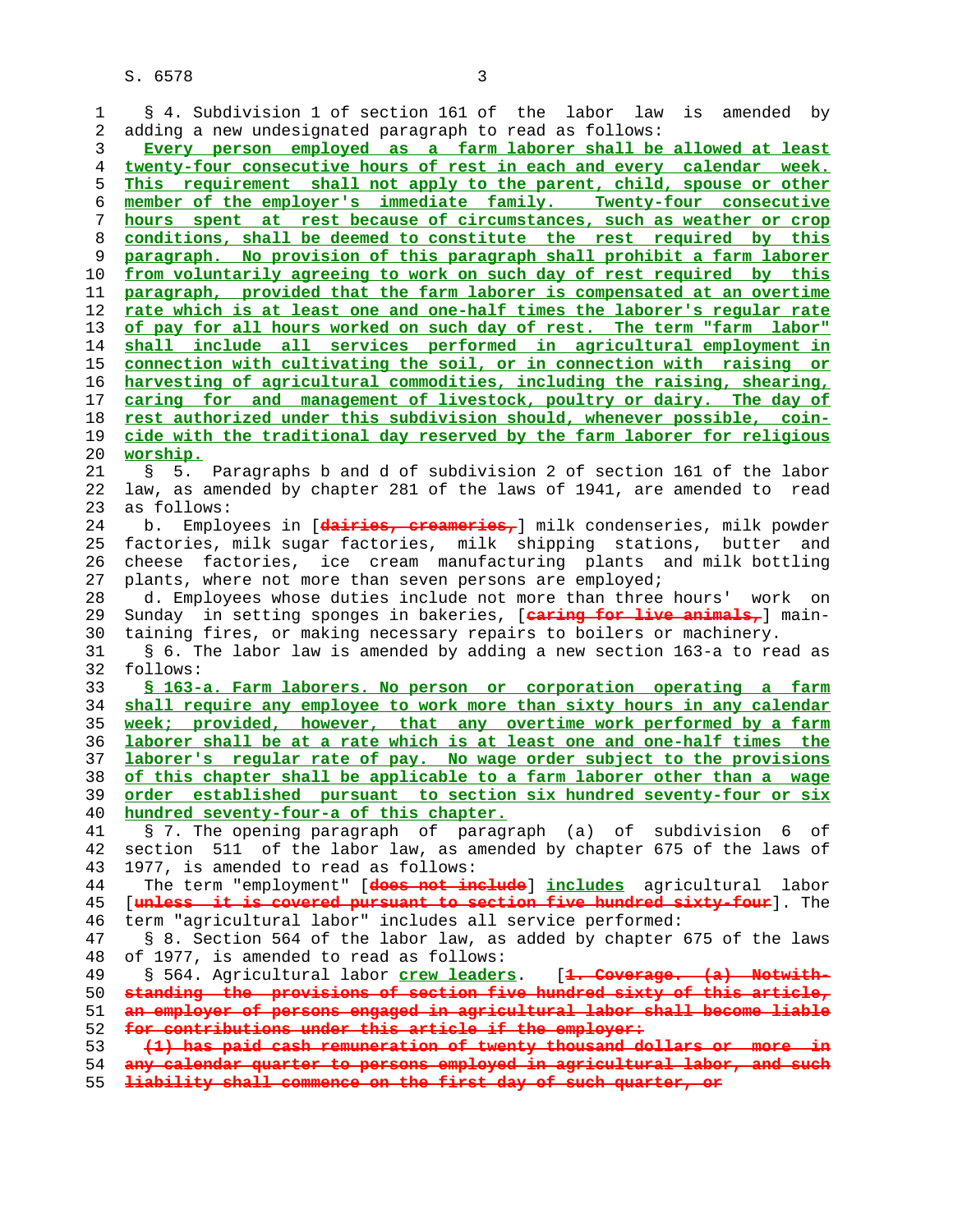§ 4. Subdivision 1 of section 161 of the labor law is amended by adding a new undesignated paragraph to read as follows:

Every person employed as a farm laborer shall be allowed at least twenty-four consecutive hours of rest in each and every calendar week. This requirement shall not apply to the parent, child, spouse or other member of the employer's immediate family. Twenty-four consecutive hours spent at rest because of circumstances, such as weather or crop conditions, shall be deemed to constitute the rest required by this paragraph. No provision of this paragraph shall prohibit a farm laborer from voluntarily agreeing to work on such day of rest required by this paragraph, provided that the farm laborer is compensated at an overtime rate which is at least one and one-half times the laborer's regular rate of pay for all hours worked on such day of rest. The term "farm labor" shall include all services performed in agricultural employment in connection with cultivating the soil, or in connection with raising or harvesting of agricultural commodities, including the raising, shearing, caring for and management of livestock, poultry or dairy. The day of rest authorized under this subdivision should, whenever possible, coincide with the traditional day reserved by the farm laborer for religious worship.

§ 5. Paragraphs b and d of subdivision 2 of section 161 of the labor law, as amended by chapter 281 of the laws of 1941, are amended to read as follows:

b. Employees in [dairies, creameries,] milk condenseries, milk powder factories, milk sugar factories, milk shipping stations, butter and cheese factories, ice cream manufacturing plants and milk bottling plants, where not more than seven persons are employed;

d. Employees whose duties include not more than three hours' work on Sunday in setting sponges in bakeries, [caring for live animals,] maintaining fires, or making necessary repairs to boilers or machinery.

§ 6. The labor law is amended by adding a new section 163-a to read as follows:

§ 163-a. Farm laborers. No person or corporation operating a farm shall require any employee to work more than sixty hours in any calendar week; provided, however, that any overtime work performed by a farm laborer shall be at a rate which is at least one and one-half times the laborer's regular rate of pay. No wage order subject to the provisions of this chapter shall be applicable to a farm laborer other than a wage order established pursuant to section six hundred seventy-four or six hundred seventy-four-a of this chapter.

§ 7. The opening paragraph of paragraph (a) of subdivision 6 of section 511 of the labor law, as amended by chapter 675 of the laws of 1977, is amended to read as follows:

The term "employment" [does not include] includes agricultural labor [unless it is covered pursuant to section five hundred sixty-four]. The term "agricultural labor" includes all service performed:

§ 8. Section 564 of the labor law, as added by chapter 675 of the laws of 1977, is amended to read as follows:

§ 564. Agricultural labor crew leaders. [1. Coverage. (a) Notwithstanding the provisions of section five hundred sixty of this article, an employer of persons engaged in agricultural labor shall become liable for contributions under this article if the employer:

(1) has paid cash remuneration of twenty thousand dollars or more in any calendar quarter to persons employed in agricultural labor, and such liability shall commence on the first day of such quarter, or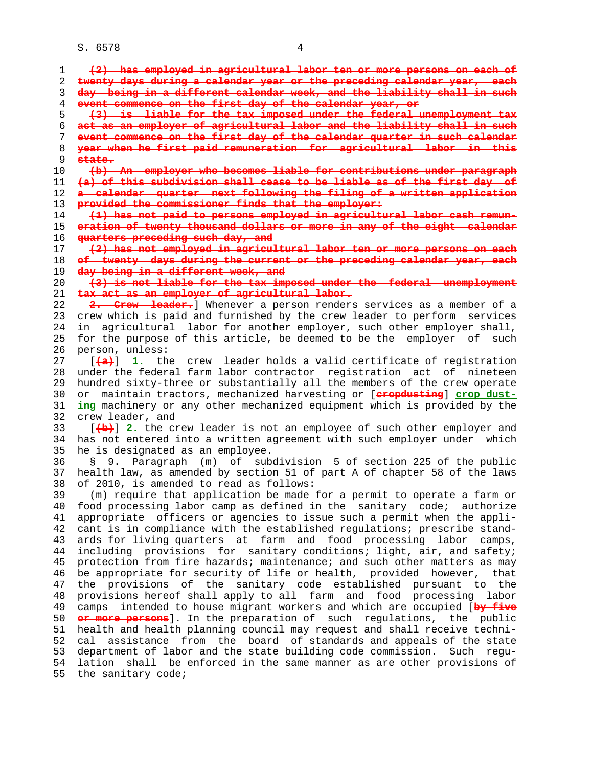~~(2) has employed in agricultural labor ten or more persons on each of twenty days during a calendar year or the preceding calendar year, each day being in a different calendar week, and the liability shall in such event commence on the first day of the calendar year, or~~

~~(3) is liable for the tax imposed under the federal unemployment tax act as an employer of agricultural labor and the liability shall in such event commence on the first day of the calendar quarter in such calendar year when he first paid remuneration for agricultural labor in this state.~~

~~(b) An employer who becomes liable for contributions under paragraph (a) of this subdivision shall cease to be liable as of the first day of a calendar quarter next following the filing of a written application provided the commissioner finds that the employer:~~

~~(1) has not paid to persons employed in agricultural labor cash remuneration of twenty thousand dollars or more in any of the eight calendar quarters preceding such day, and~~

~~(2) has not employed in agricultural labor ten or more persons on each of twenty days during the current or the preceding calendar year, each day being in a different week, and~~

~~(3) is not liable for the tax imposed under the federal unemployment tax act as an employer of agricultural labor.~~

~~2. Crew leader.~~] Whenever a person renders services as a member of a crew which is paid and furnished by the crew leader to perform services in agricultural labor for another employer, such other employer shall, for the purpose of this article, be deemed to be the employer of such person, unless:

[~~(a)~~] **1.** the crew leader holds a valid certificate of registration under the federal farm labor contractor registration act of nineteen hundred sixty-three or substantially all the members of the crew operate or maintain tractors, mechanized harvesting or [~~cropdusting~~] **crop dusting** machinery or any other mechanized equipment which is provided by the crew leader, and

[~~(b)~~] **2.** the crew leader is not an employee of such other employer and has not entered into a written agreement with such employer under which he is designated as an employee.

§ 9. Paragraph (m) of subdivision 5 of section 225 of the public health law, as amended by section 51 of part A of chapter 58 of the laws of 2010, is amended to read as follows:

(m) require that application be made for a permit to operate a farm or food processing labor camp as defined in the sanitary code; authorize appropriate officers or agencies to issue such a permit when the applicant is in compliance with the established regulations; prescribe standards for living quarters at farm and food processing labor camps, including provisions for sanitary conditions; light, air, and safety; protection from fire hazards; maintenance; and such other matters as may be appropriate for security of life or health, provided however, that the provisions of the sanitary code established pursuant to the provisions hereof shall apply to all farm and food processing labor camps intended to house migrant workers and which are occupied [~~by five or more persons~~]. In the preparation of such regulations, the public health and health planning council may request and shall receive technical assistance from the board of standards and appeals of the state department of labor and the state building code commission. Such regulation shall be enforced in the same manner as are other provisions of the sanitary code;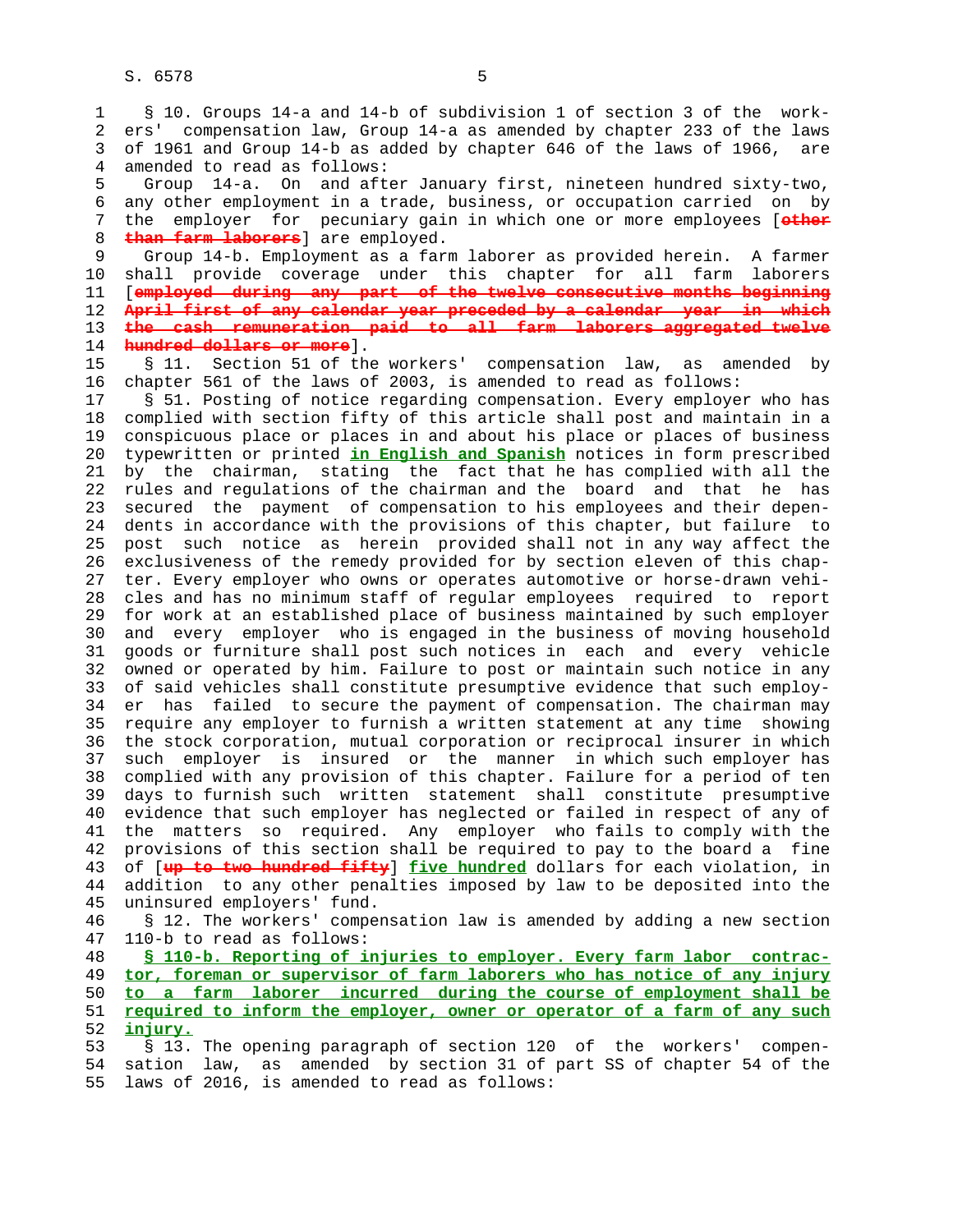§ 10. Groups 14-a and 14-b of subdivision 1 of section 3 of the workers' compensation law, Group 14-a as amended by chapter 233 of the laws of 1961 and Group 14-b as added by chapter 646 of the laws of 1966, are amended to read as follows:

Group 14-a. On and after January first, nineteen hundred sixty-two, any other employment in a trade, business, or occupation carried on by the employer for pecuniary gain in which one or more employees [~~other than farm laborers~~] are employed.

Group 14-b. Employment as a farm laborer as provided herein. A farmer shall provide coverage under this chapter for all farm laborers [~~employed during any part of the twelve consecutive months beginning April first of any calendar year preceded by a calendar year in which the cash remuneration paid to all farm laborers aggregated twelve hundred dollars or more~~].

§ 11. Section 51 of the workers' compensation law, as amended by chapter 561 of the laws of 2003, is amended to read as follows:

§ 51. Posting of notice regarding compensation. Every employer who has complied with section fifty of this article shall post and maintain in a conspicuous place or places in and about his place or places of business typewritten or printed **in English and Spanish** notices in form prescribed by the chairman, stating the fact that he has complied with all the rules and regulations of the chairman and the board and that he has secured the payment of compensation to his employees and their dependents in accordance with the provisions of this chapter, but failure to post such notice as herein provided shall not in any way affect the exclusiveness of the remedy provided for by section eleven of this chapter. Every employer who owns or operates automotive or horse-drawn vehicles and has no minimum staff of regular employees required to report for work at an established place of business maintained by such employer and every employer who is engaged in the business of moving household goods or furniture shall post such notices in each and every vehicle owned or operated by him. Failure to post or maintain such notice in any of said vehicles shall constitute presumptive evidence that such employer has failed to secure the payment of compensation. The chairman may require any employer to furnish a written statement at any time showing the stock corporation, mutual corporation or reciprocal insurer in which such employer is insured or the manner in which such employer has complied with any provision of this chapter. Failure for a period of ten days to furnish such written statement shall constitute presumptive evidence that such employer has neglected or failed in respect of any of the matters so required. Any employer who fails to comply with the provisions of this section shall be required to pay to the board a fine of [~~up to two hundred fifty~~] **five hundred** dollars for each violation, in addition to any other penalties imposed by law to be deposited into the uninsured employers' fund.

§ 12. The workers' compensation law is amended by adding a new section 110-b to read as follows:

**§ 110-b. Reporting of injuries to employer. Every farm labor contractor, foreman or supervisor of farm laborers who has notice of any injury to a farm laborer incurred during the course of employment shall be required to inform the employer, owner or operator of a farm of any such injury.**

§ 13. The opening paragraph of section 120 of the workers' compensation law, as amended by section 31 of part SS of chapter 54 of the laws of 2016, is amended to read as follows: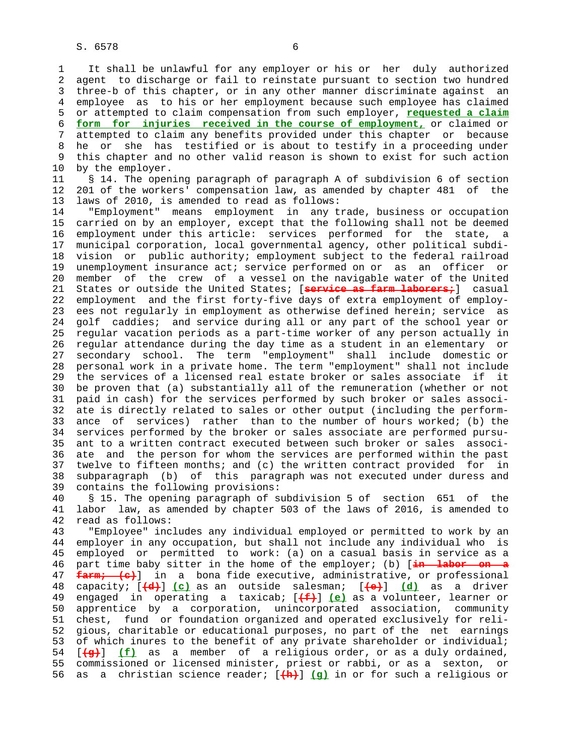It shall be unlawful for any employer or his or her duly authorized agent to discharge or fail to reinstate pursuant to section two hundred three-b of this chapter, or in any other manner discriminate against an employee as to his or her employment because such employee has claimed or attempted to claim compensation from such employer, **requested a claim form for injuries received in the course of employment,** or claimed or attempted to claim any benefits provided under this chapter or because he or she has testified or is about to testify in a proceeding under this chapter and no other valid reason is shown to exist for such action by the employer.

§ 14. The opening paragraph of paragraph A of subdivision 6 of section 201 of the workers' compensation law, as amended by chapter 481 of the laws of 2010, is amended to read as follows:

"Employment" means employment in any trade, business or occupation carried on by an employer, except that the following shall not be deemed employment under this article: services performed for the state, a municipal corporation, local governmental agency, other political subdivision or public authority; employment subject to the federal railroad unemployment insurance act; service performed on or as an officer or member of the crew of a vessel on the navigable water of the United States or outside the United States; [~~service as farm laborers;~~] casual employment and the first forty-five days of extra employment of employees not regularly in employment as otherwise defined herein; service as golf caddies; and service during all or any part of the school year or regular vacation periods as a part-time worker of any person actually in regular attendance during the day time as a student in an elementary or secondary school. The term "employment" shall include domestic or personal work in a private home. The term "employment" shall not include the services of a licensed real estate broker or sales associate if it be proven that (a) substantially all of the remuneration (whether or not paid in cash) for the services performed by such broker or sales associate is directly related to sales or other output (including the performance of services) rather than to the number of hours worked; (b) the services performed by the broker or sales associate are performed pursuant to a written contract executed between such broker or sales associate and the person for whom the services are performed within the past twelve to fifteen months; and (c) the written contract provided for in subparagraph (b) of this paragraph was not executed under duress and contains the following provisions:

§ 15. The opening paragraph of subdivision 5 of section 651 of the labor law, as amended by chapter 503 of the laws of 2016, is amended to read as follows:

"Employee" includes any individual employed or permitted to work by an employer in any occupation, but shall not include any individual who is employed or permitted to work: (a) on a casual basis in service as a part time baby sitter in the home of the employer; (b) [~~in labor on a farm; (c)~~] in a bona fide executive, administrative, or professional capacity; [~~(d)~~] **(c)** as an outside salesman; [~~(e)~~] **(d)** as a driver engaged in operating a taxicab; [~~(f)~~] **(e)** as a volunteer, learner or apprentice by a corporation, unincorporated association, community chest, fund or foundation organized and operated exclusively for religious, charitable or educational purposes, no part of the net earnings of which inures to the benefit of any private shareholder or individual; [~~(g)~~] **(f)** as a member of a religious order, or as a duly ordained, commissioned or licensed minister, priest or rabbi, or as a sexton, or as a christian science reader; [~~(h)~~] **(g)** in or for such a religious or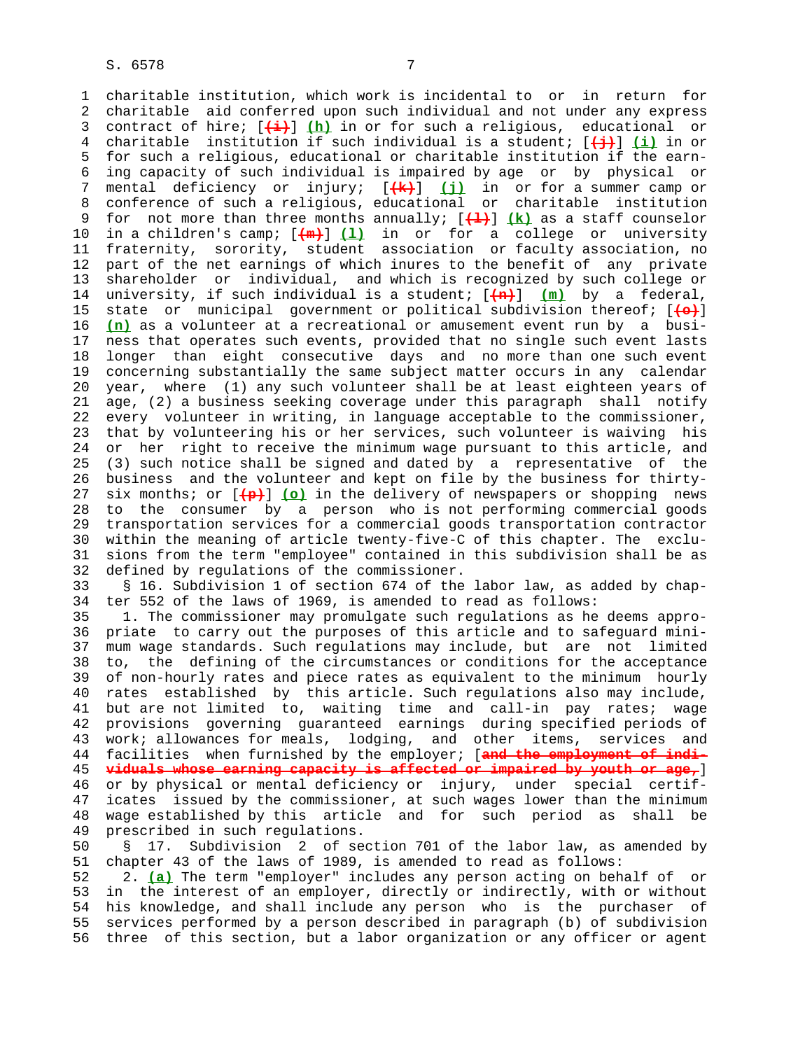charitable institution, which work is incidental to or in return for charitable aid conferred upon such individual and not under any express contract of hire; [~~(i)~~] **(h)** in or for such a religious, educational or charitable institution if such individual is a student; [~~(j)~~] **(i)** in or for such a religious, educational or charitable institution if the earning capacity of such individual is impaired by age or by physical or mental deficiency or injury; [~~(k)~~] **(j)** in or for a summer camp or conference of such a religious, educational or charitable institution for not more than three months annually; [~~(l)~~] **(k)** as a staff counselor in a children's camp; [~~(m)~~] **(l)** in or for a college or university fraternity, sorority, student association or faculty association, no part of the net earnings of which inures to the benefit of any private shareholder or individual, and which is recognized by such college or university, if such individual is a student; [~~(n)~~] **(m)** by a federal, state or municipal government or political subdivision thereof; [~~(o)~~] **(n)** as a volunteer at a recreational or amusement event run by a business that operates such events, provided that no single such event lasts longer than eight consecutive days and no more than one such event concerning substantially the same subject matter occurs in any calendar year, where (1) any such volunteer shall be at least eighteen years of age, (2) a business seeking coverage under this paragraph shall notify every volunteer in writing, in language acceptable to the commissioner, that by volunteering his or her services, such volunteer is waiving his or her right to receive the minimum wage pursuant to this article, and (3) such notice shall be signed and dated by a representative of the business and the volunteer and kept on file by the business for thirty-six months; or [~~(p)~~] **(o)** in the delivery of newspapers or shopping news to the consumer by a person who is not performing commercial goods transportation services for a commercial goods transportation contractor within the meaning of article twenty-five-C of this chapter. The exclusions from the term "employee" contained in this subdivision shall be as defined by regulations of the commissioner.

§ 16. Subdivision 1 of section 674 of the labor law, as added by chapter 552 of the laws of 1969, is amended to read as follows:

1. The commissioner may promulgate such regulations as he deems appropriate to carry out the purposes of this article and to safeguard minimum wage standards. Such regulations may include, but are not limited to, the defining of the circumstances or conditions for the acceptance of non-hourly rates and piece rates as equivalent to the minimum hourly rates established by this article. Such regulations also may include, but are not limited to, waiting time and call-in pay rates; wage provisions governing guaranteed earnings during specified periods of work; allowances for meals, lodging, and other items, services and facilities when furnished by the employer; [~~and the employment of individuals whose earning capacity is affected or impaired by youth or age,~~] or by physical or mental deficiency or injury, under special certificates issued by the commissioner, at such wages lower than the minimum wage established by this article and for such period as shall be prescribed in such regulations.

§ 17. Subdivision 2 of section 701 of the labor law, as amended by chapter 43 of the laws of 1989, is amended to read as follows:

2. **(a)** The term "employer" includes any person acting on behalf of or in the interest of an employer, directly or indirectly, with or without his knowledge, and shall include any person who is the purchaser of services performed by a person described in paragraph (b) of subdivision three of this section, but a labor organization or any officer or agent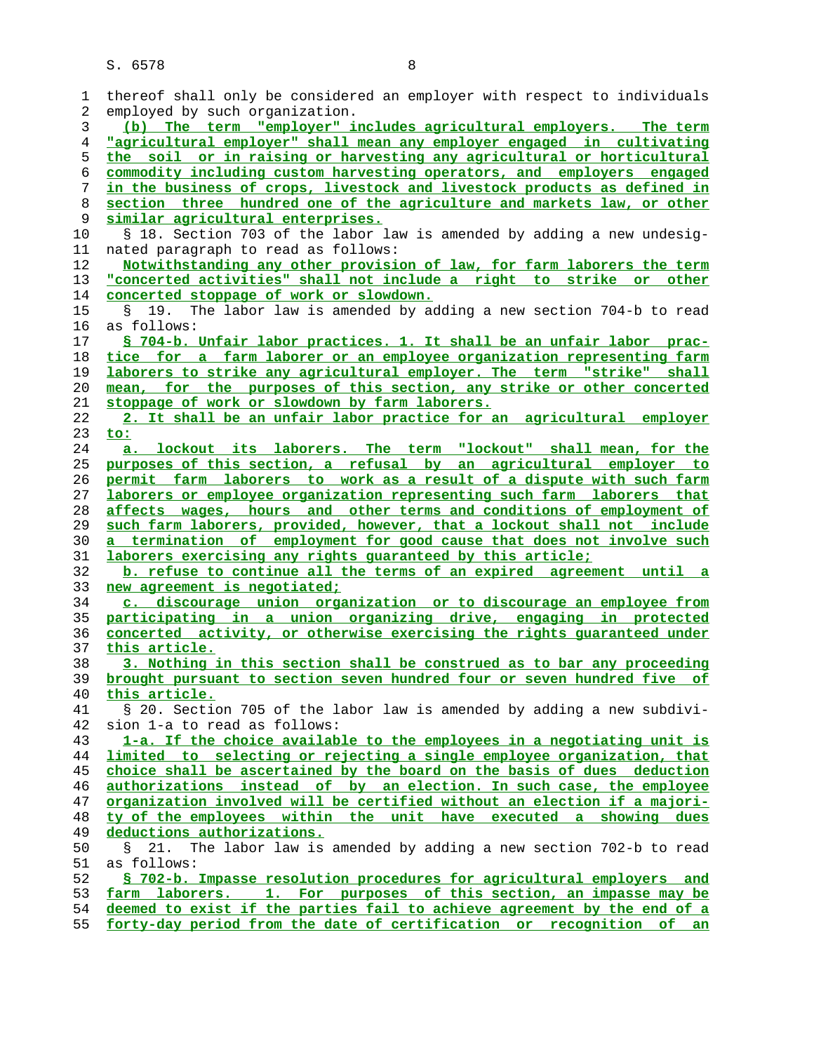thereof shall only be considered an employer with respect to individuals employed by such organization.

(b) The term "employer" includes agricultural employers. The term "agricultural employer" shall mean any employer engaged in cultivating the soil or in raising or harvesting any agricultural or horticultural commodity including custom harvesting operators, and employers engaged in the business of crops, livestock and livestock products as defined in section three hundred one of the agriculture and markets law, or other similar agricultural enterprises.

§ 18. Section 703 of the labor law is amended by adding a new undesignated paragraph to read as follows:

Notwithstanding any other provision of law, for farm laborers the term "concerted activities" shall not include a right to strike or other concerted stoppage of work or slowdown.

§ 19. The labor law is amended by adding a new section 704-b to read as follows:

§ 704-b. Unfair labor practices. 1. It shall be an unfair labor practice for a farm laborer or an employee organization representing farm laborers to strike any agricultural employer. The term "strike" shall mean, for the purposes of this section, any strike or other concerted stoppage of work or slowdown by farm laborers.

2. It shall be an unfair labor practice for an agricultural employer to:

a. lockout its laborers. The term "lockout" shall mean, for the purposes of this section, a refusal by an agricultural employer to permit farm laborers to work as a result of a dispute with such farm laborers or employee organization representing such farm laborers that affects wages, hours and other terms and conditions of employment of such farm laborers, provided, however, that a lockout shall not include a termination of employment for good cause that does not involve such laborers exercising any rights guaranteed by this article;

b. refuse to continue all the terms of an expired agreement until a new agreement is negotiated;

c. discourage union organization or to discourage an employee from participating in a union organizing drive, engaging in protected concerted activity, or otherwise exercising the rights guaranteed under this article.

3. Nothing in this section shall be construed as to bar any proceeding brought pursuant to section seven hundred four or seven hundred five of this article.

§ 20. Section 705 of the labor law is amended by adding a new subdivision 1-a to read as follows:

1-a. If the choice available to the employees in a negotiating unit is limited to selecting or rejecting a single employee organization, that choice shall be ascertained by the board on the basis of dues deduction authorizations instead of by an election. In such case, the employee organization involved will be certified without an election if a majority of the employees within the unit have executed a showing dues deductions authorizations.

§ 21. The labor law is amended by adding a new section 702-b to read as follows:

§ 702-b. Impasse resolution procedures for agricultural employers and farm laborers. 1. For purposes of this section, an impasse may be deemed to exist if the parties fail to achieve agreement by the end of a forty-day period from the date of certification or recognition of an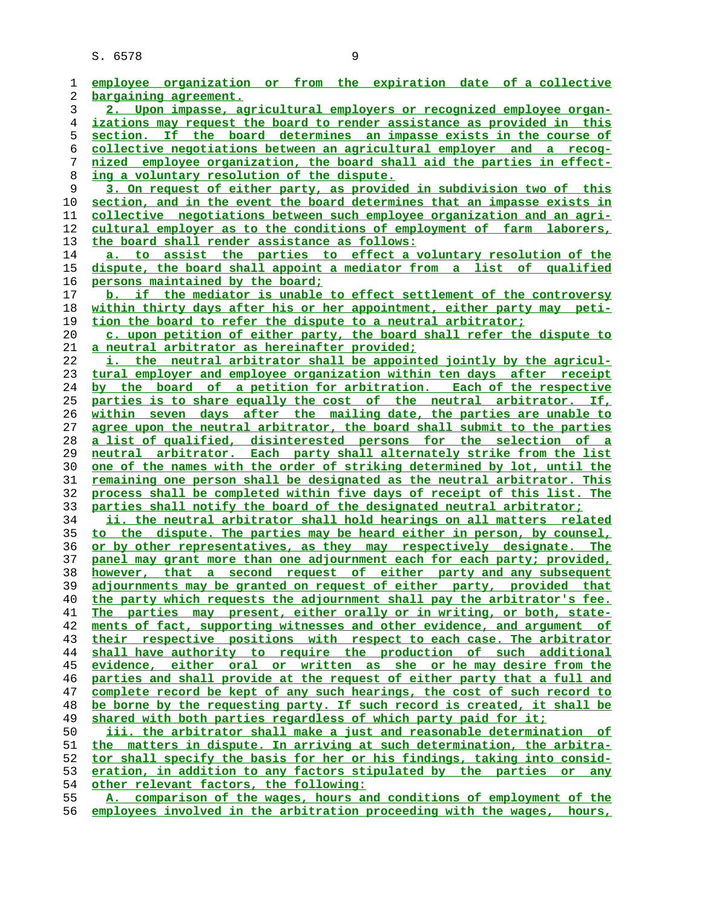employee organization or from the expiration date of a collective bargaining agreement.

2. Upon impasse, agricultural employers or recognized employee organizations may request the board to render assistance as provided in this section. If the board determines an impasse exists in the course of collective negotiations between an agricultural employer and a recognized employee organization, the board shall aid the parties in effecting a voluntary resolution of the dispute.

3. On request of either party, as provided in subdivision two of this section, and in the event the board determines that an impasse exists in collective negotiations between such employee organization and an agricultural employer as to the conditions of employment of farm laborers, the board shall render assistance as follows:

a. to assist the parties to effect a voluntary resolution of the dispute, the board shall appoint a mediator from a list of qualified persons maintained by the board;

b. if the mediator is unable to effect settlement of the controversy within thirty days after his or her appointment, either party may petition the board to refer the dispute to a neutral arbitrator;

c. upon petition of either party, the board shall refer the dispute to a neutral arbitrator as hereinafter provided;

i. the neutral arbitrator shall be appointed jointly by the agricultural employer and employee organization within ten days after receipt by the board of a petition for arbitration. Each of the respective parties is to share equally the cost of the neutral arbitrator. If, within seven days after the mailing date, the parties are unable to agree upon the neutral arbitrator, the board shall submit to the parties a list of qualified, disinterested persons for the selection of a neutral arbitrator. Each party shall alternately strike from the list one of the names with the order of striking determined by lot, until the remaining one person shall be designated as the neutral arbitrator. This process shall be completed within five days of receipt of this list. The parties shall notify the board of the designated neutral arbitrator;

ii. the neutral arbitrator shall hold hearings on all matters related to the dispute. The parties may be heard either in person, by counsel, or by other representatives, as they may respectively designate. The panel may grant more than one adjournment each for each party; provided, however, that a second request of either party and any subsequent adjournments may be granted on request of either party, provided that the party which requests the adjournment shall pay the arbitrator's fee. The parties may present, either orally or in writing, or both, statements of fact, supporting witnesses and other evidence, and argument of their respective positions with respect to each case. The arbitrator shall have authority to require the production of such additional evidence, either oral or written as she or he may desire from the parties and shall provide at the request of either party that a full and complete record be kept of any such hearings, the cost of such record to be borne by the requesting party. If such record is created, it shall be shared with both parties regardless of which party paid for it;

iii. the arbitrator shall make a just and reasonable determination of the matters in dispute. In arriving at such determination, the arbitrator shall specify the basis for her or his findings, taking into consideration, in addition to any factors stipulated by the parties or any other relevant factors, the following:

A. comparison of the wages, hours and conditions of employment of the employees involved in the arbitration proceeding with the wages, hours,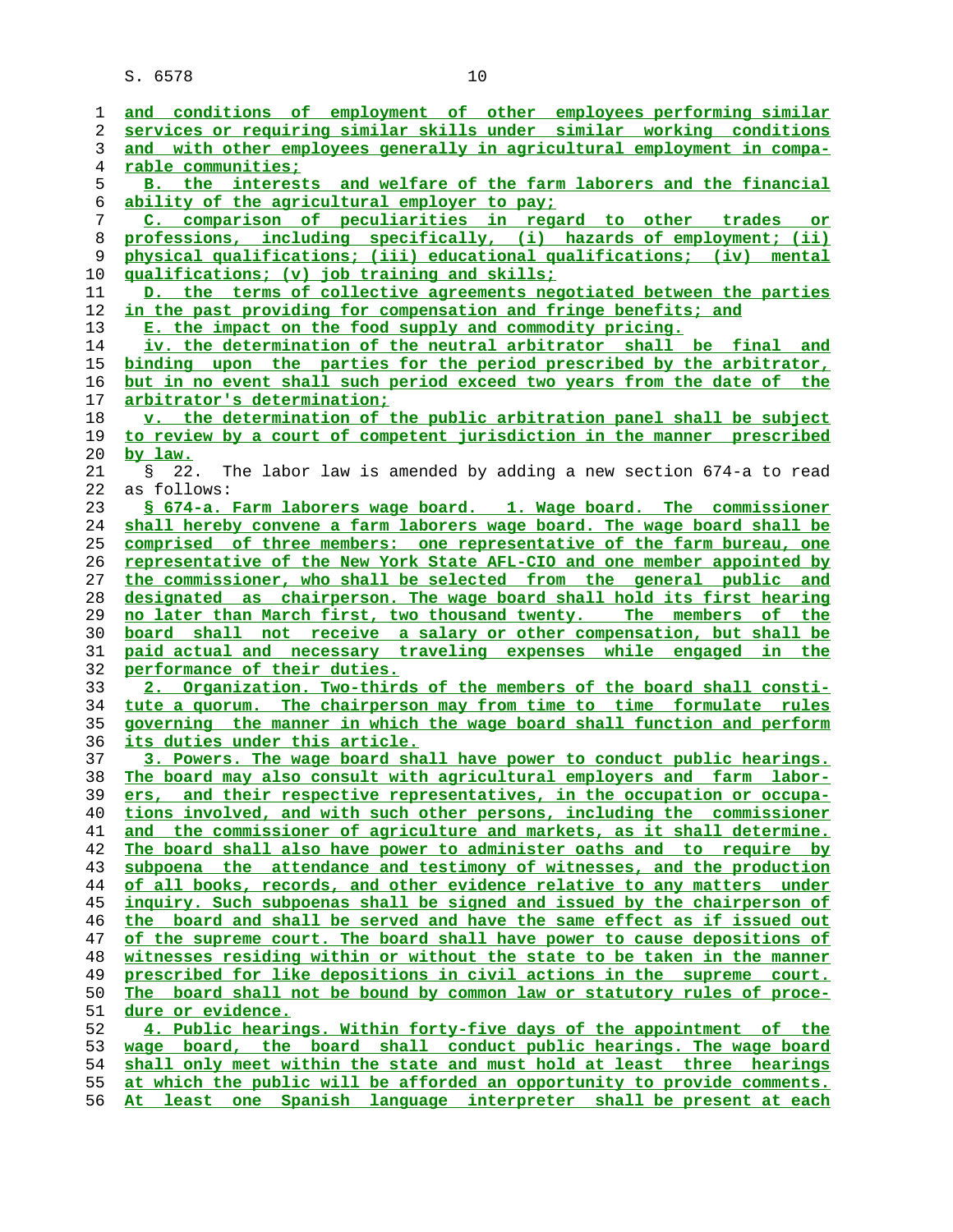and conditions of employment of other employees performing similar services or requiring similar skills under similar working conditions and with other employees generally in agricultural employment in comparable communities;

B. the interests and welfare of the farm laborers and the financial ability of the agricultural employer to pay;

C. comparison of peculiarities in regard to other trades or professions, including specifically, (i) hazards of employment; (ii) physical qualifications; (iii) educational qualifications; (iv) mental qualifications; (v) job training and skills;

D. the terms of collective agreements negotiated between the parties in the past providing for compensation and fringe benefits; and

E. the impact on the food supply and commodity pricing.

iv. the determination of the neutral arbitrator shall be final and binding upon the parties for the period prescribed by the arbitrator, but in no event shall such period exceed two years from the date of the arbitrator's determination;

v. the determination of the public arbitration panel shall be subject to review by a court of competent jurisdiction in the manner prescribed by law.

§ 22. The labor law is amended by adding a new section 674-a to read as follows:

§ 674-a. Farm laborers wage board. 1. Wage board. The commissioner shall hereby convene a farm laborers wage board. The wage board shall be comprised of three members: one representative of the farm bureau, one representative of the New York State AFL-CIO and one member appointed by the commissioner, who shall be selected from the general public and designated as chairperson. The wage board shall hold its first hearing no later than March first, two thousand twenty. The members of the board shall not receive a salary or other compensation, but shall be paid actual and necessary traveling expenses while engaged in the performance of their duties.

2. Organization. Two-thirds of the members of the board shall constitute a quorum. The chairperson may from time to time formulate rules governing the manner in which the wage board shall function and perform its duties under this article.

3. Powers. The wage board shall have power to conduct public hearings. The board may also consult with agricultural employers and farm laborers, and their respective representatives, in the occupation or occupations involved, and with such other persons, including the commissioner and the commissioner of agriculture and markets, as it shall determine. The board shall also have power to administer oaths and to require by subpoena the attendance and testimony of witnesses, and the production of all books, records, and other evidence relative to any matters under inquiry. Such subpoenas shall be signed and issued by the chairperson of the board and shall be served and have the same effect as if issued out of the supreme court. The board shall have power to cause depositions of witnesses residing within or without the state to be taken in the manner prescribed for like depositions in civil actions in the supreme court. The board shall not be bound by common law or statutory rules of procedure or evidence.

4. Public hearings. Within forty-five days of the appointment of the wage board, the board shall conduct public hearings. The wage board shall only meet within the state and must hold at least three hearings at which the public will be afforded an opportunity to provide comments. At least one Spanish language interpreter shall be present at each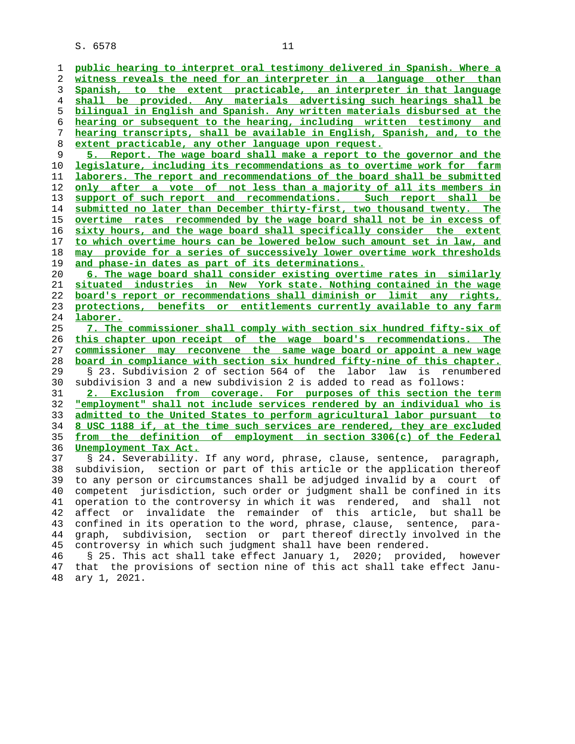public hearing to interpret oral testimony delivered in Spanish. Where a witness reveals the need for an interpreter in a language other than Spanish, to the extent practicable, an interpreter in that language shall be provided. Any materials advertising such hearings shall be bilingual in English and Spanish. Any written materials disbursed at the hearing or subsequent to the hearing, including written testimony and hearing transcripts, shall be available in English, Spanish, and, to the extent practicable, any other language upon request.

5. Report. The wage board shall make a report to the governor and the legislature, including its recommendations as to overtime work for farm laborers. The report and recommendations of the board shall be submitted only after a vote of not less than a majority of all its members in support of such report and recommendations. Such report shall be submitted no later than December thirty-first, two thousand twenty. The overtime rates recommended by the wage board shall not be in excess of sixty hours, and the wage board shall specifically consider the extent to which overtime hours can be lowered below such amount set in law, and may provide for a series of successively lower overtime work thresholds and phase-in dates as part of its determinations.

6. The wage board shall consider existing overtime rates in similarly situated industries in New York state. Nothing contained in the wage board's report or recommendations shall diminish or limit any rights, protections, benefits or entitlements currently available to any farm laborer.

7. The commissioner shall comply with section six hundred fifty-six of this chapter upon receipt of the wage board's recommendations. The commissioner may reconvene the same wage board or appoint a new wage board in compliance with section six hundred fifty-nine of this chapter.

§ 23. Subdivision 2 of section 564 of the labor law is renumbered subdivision 3 and a new subdivision 2 is added to read as follows:

2. Exclusion from coverage. For purposes of this section the term "employment" shall not include services rendered by an individual who is admitted to the United States to perform agricultural labor pursuant to 8 USC 1188 if, at the time such services are rendered, they are excluded from the definition of employment in section 3306(c) of the Federal Unemployment Tax Act.

§ 24. Severability. If any word, phrase, clause, sentence, paragraph, subdivision, section or part of this article or the application thereof to any person or circumstances shall be adjudged invalid by a court of competent jurisdiction, such order or judgment shall be confined in its operation to the controversy in which it was rendered, and shall not affect or invalidate the remainder of this article, but shall be confined in its operation to the word, phrase, clause, sentence, paragraph, subdivision, section or part thereof directly involved in the controversy in which such judgment shall have been rendered.

§ 25. This act shall take effect January 1, 2020; provided, however that the provisions of section nine of this act shall take effect January 1, 2021.